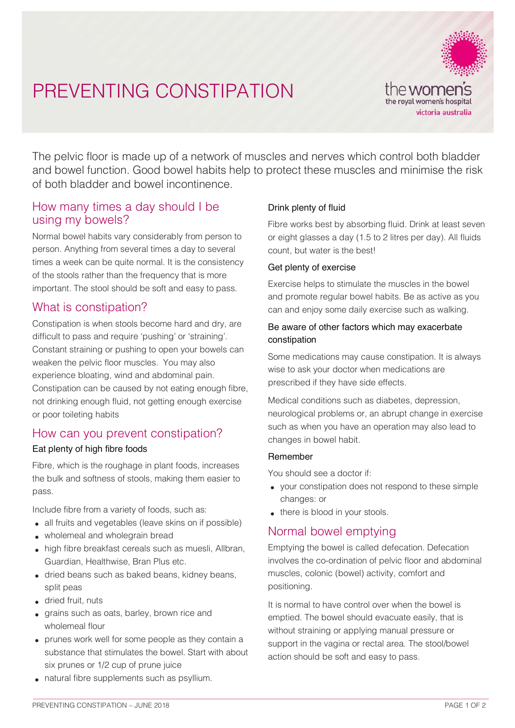# PREVENTING CONSTIPATION

The pelvic floor is made up of a network of muscles and nerves which control both bladder and bowel function. Good bowel habits help to protect these muscles and minimise the risk of both bladder and bowel incontinence.

## How many times a day should I be using my bowels?

Normal bowel habits vary considerably from person to person. Anything from several times a day to several times a week can be quite normal. It is the consistency of the stools rather than the frequency that is more important. The stool should be soft and easy to pass.

## What is constipation?

Constipation is when stools become hard and dry, are difficult to pass and require 'pushing' or 'straining'. Constant straining or pushing to open your bowels can weaken the pelvic floor muscles. You may also experience bloating, wind and abdominal pain. Constipation can be caused by not eating enough fibre, not drinking enough fluid, not getting enough exercise or poor toileting habits

## How can you prevent constipation?

### Eat plenty of high fibre foods

Fibre, which is the roughage in plant foods, increases the bulk and softness of stools, making them easier to pass.

Include fibre from a variety of foods, such as:

- all fruits and vegetables (leave skins on if possible)
- wholemeal and wholegrain bread
- high fibre breakfast cereals such as muesli, Allbran, Guardian, Healthwise, Bran Plus etc.
- dried beans such as baked beans, kidney beans, split peas
- dried fruit, nuts
- grains such as oats, barley, brown rice and wholemeal flour
- prunes work well for some people as they contain a substance that stimulates the bowel. Start with about six prunes or 1/2 cup of prune juice
- natural fibre supplements such as psyllium.

### Drink plenty of fluid

Fibre works best by absorbing fluid. Drink at least seven or eight glasses a day (1.5 to 2 litres per day). All fluids count, but water is the best!

### Get plenty of exercise

Exercise helps to stimulate the muscles in the bowel and promote regular bowel habits. Be as active as you can and enjoy some daily exercise such as walking.

### Be aware of other factors which may exacerbate constipation

Some medications may cause constipation. It is always wise to ask your doctor when medications are prescribed if they have side effects.

Medical conditions such as diabetes, depression, neurological problems or, an abrupt change in exercise such as when you have an operation may also lead to changes in bowel habit.

### Remember

You should see a doctor if:

- your constipation does not respond to these simple changes: or
- there is blood in your stools.

## Normal bowel emptying

Emptying the bowel is called defecation. Defecation involves the co-ordination of pelvic floor and abdominal muscles, colonic (bowel) activity, comfort and positioning.

It is normal to have control over when the bowel is emptied. The bowel should evacuate easily, that is without straining or applying manual pressure or support in the vagina or rectal area. The stool/bowel action should be soft and easy to pass.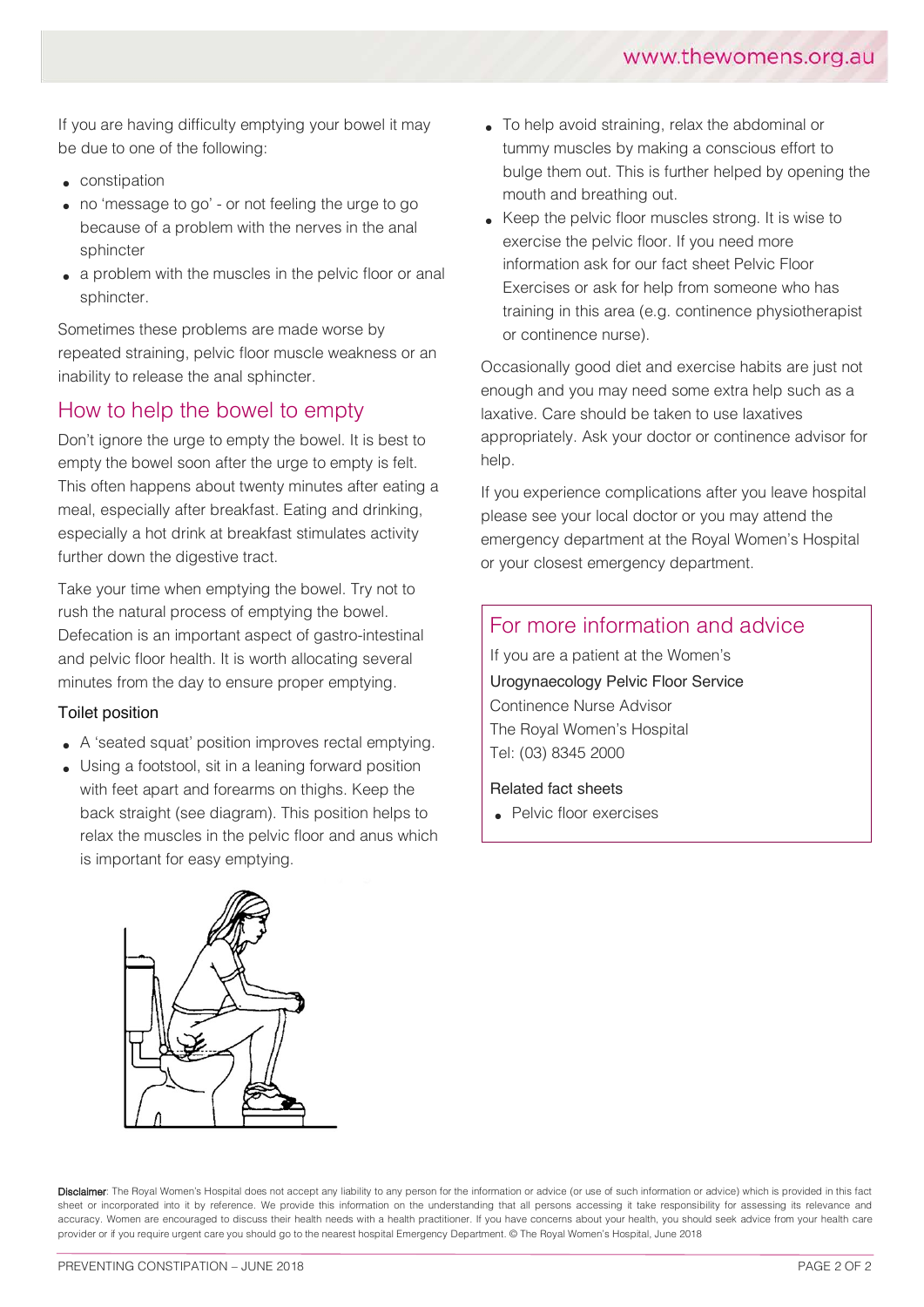If you are having difficulty emptying your bowel it may be due to one of the following:

- constipation
- no 'message to go' - or not feeling the urge to go because of a problem with the nerves in the anal sphincter
- a problem with the muscles in the pelvic floor or anal sphincter.

Sometimes these problems are made worse by repeated straining, pelvic floor muscle weakness or an inability to release the anal sphincter.

## How to help the bowel to empty

Don't ignore the urge to empty the bowel. It is best to empty the bowel soon after the urge to empty is felt. This often happens about twenty minutes after eating a meal, especially after breakfast. Eating and drinking, especially a hot drink at breakfast stimulates activity further down the digestive tract.

Take your time when emptying the bowel. Try not to rush the natural process of emptying the bowel. Defecation is an important aspect of gastro-intestinal and pelvic floor health. It is worth allocating several minutes from the day to ensure proper emptying.

### Toilet position

- A 'seated squat' position improves rectal emptying.
- Using a footstool, sit in a leaning forward position with feet apart and forearms on thighs. Keep the back straight (see diagram). This position helps to relax the muscles in the pelvic floor and anus which is important for easy emptying.
- To help avoid straining, relax the abdominal or tummy muscles by making a conscious effort to bulge them out. This is further helped by opening the mouth and breathing out.
- Keep the pelvic floor muscles strong. It is wise to exercise the pelvic floor. If you need more information ask for our fact sheet Pelvic Floor Exercises or ask for help from someone who has training in this area (e.g. continence physiotherapist or continence nurse).

Occasionally good diet and exercise habits are just not enough and you may need some extra help such as a laxative. Care should be taken to use laxatives appropriately. Ask your doctor or continence advisor for help.

If you experience complications after you leave hospital please see your local doctor or you may attend the emergency department at the Royal Women's Hospital or your closest emergency department.

## For more information and advice

If you are a patient at the Women's

Urogynaecology Pelvic Floor Service
Continence Nurse Advisor
The Royal Women's Hospital
Tel: (03) 8345 2000

### Related fact sheets

- Pelvic floor exercises

**Disclaimer**: The Royal Women's Hospital does not accept any liability to any person for the information or advice (or use of such information or advice) which is provided in this fact sheet or incorporated into it by reference. We provide this information on the understanding that all persons accessing it take responsibility for assessing its relevance and accuracy. Women are encouraged to discuss their health needs with a health practitioner. If you have concerns about your health, you should seek advice from your health care provider or if you require urgent care you should go to the nearest hospital Emergency Department. © The Royal Women's Hospital, June 2018